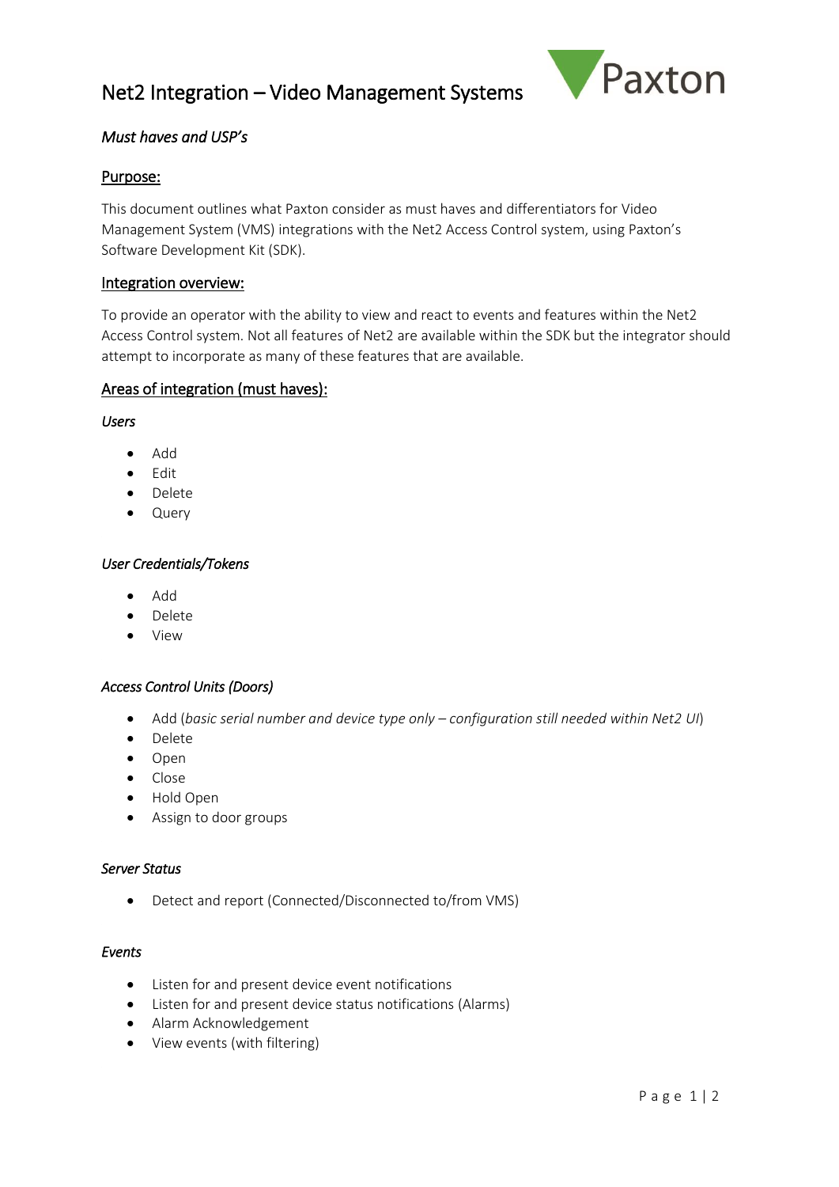# Net2 Integration – Video Management Systems

*Must haves and USP's*

## Purpose:

This document outlines what Paxton consider as must haves and differentiators for Video Management System (VMS) integrations with the Net2 Access Control system, using Paxton's Software Development Kit (SDK).

## Integration overview:

To provide an operator with the ability to view and react to events and features within the Net2 Access Control system. Not all features of Net2 are available within the SDK but the integrator should attempt to incorporate as many of these features that are available.

## Areas of integration (must haves):

### *Users*

- Add
- Edit
- Delete
- Query

### *User Credentials/Tokens*

- Add
- Delete
- View

### *Access Control Units (Doors)*

- Add (*basic serial number and device type only – configuration still needed within Net2 UI*)
- Delete
- Open
- Close
- Hold Open
- Assign to door groups

### *Server Status*

- Detect and report (Connected/Disconnected to/from VMS)

### *Events*

- Listen for and present device event notifications
- Listen for and present device status notifications (Alarms)
- Alarm Acknowledgement
- View events (with filtering)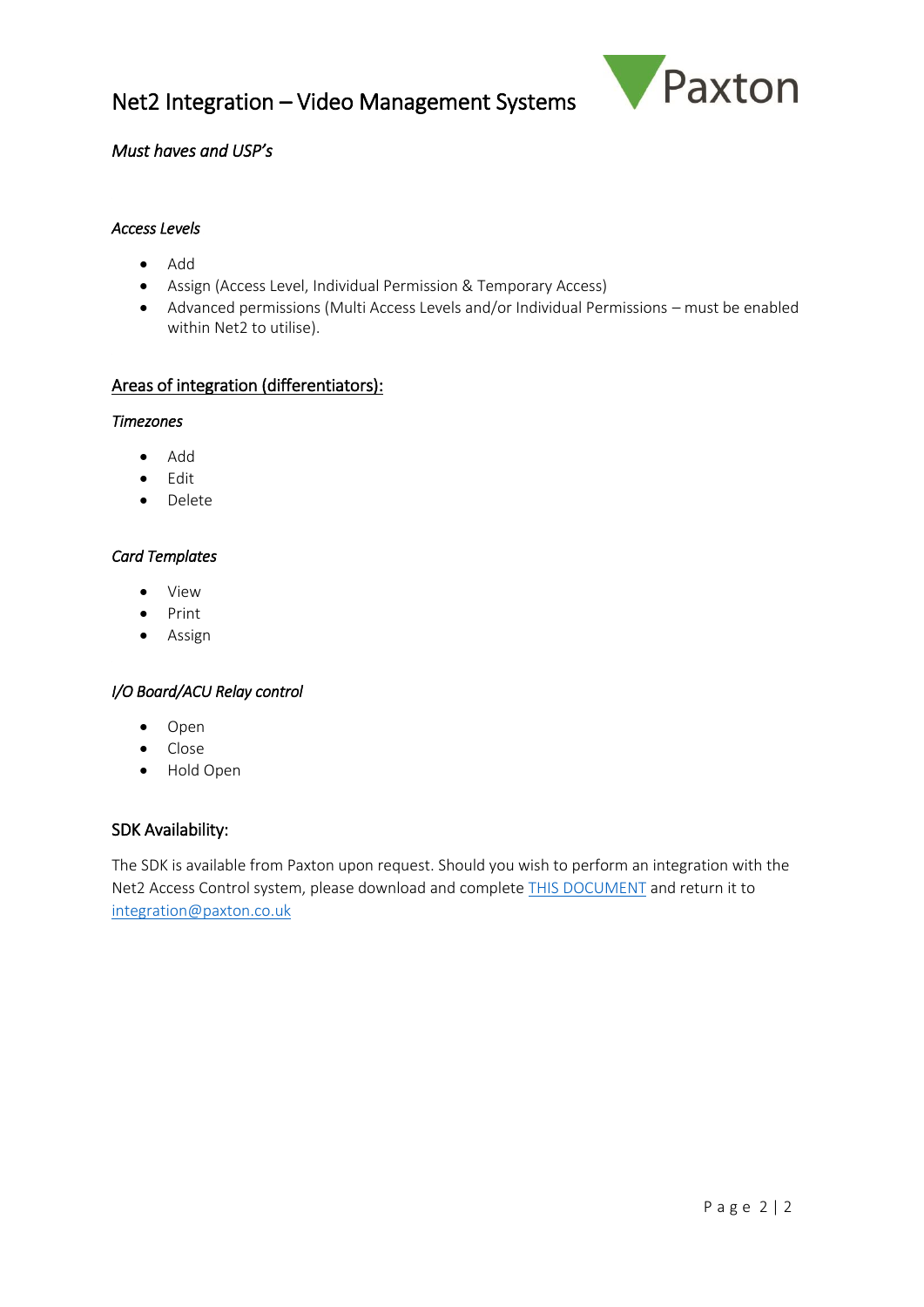*Must haves and USP's*

*Access Levels*

- Add
- Assign (Access Level, Individual Permission & Temporary Access)
- Advanced permissions (Multi Access Levels and/or Individual Permissions – must be enabled within Net2 to utilise).

## Areas of integration (differentiators):

*Timezones*

- Add
- Edit
- Delete

*Card Templates*

- View
- Print
- Assign

*I/O Board/ACU Relay control*

- Open
- Close
- Hold Open

## SDK Availability:

The SDK is available from Paxton upon request. Should you wish to perform an integration with the Net2 Access Control system, please download and complete THIS DOCUMENT and return it to integration@paxton.co.uk